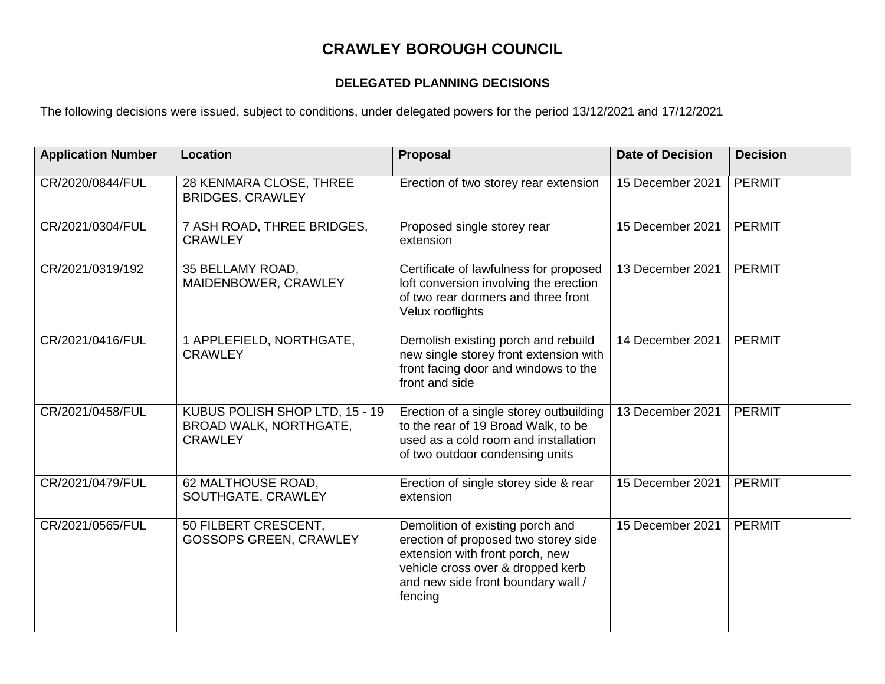# CRAWLEY BOROUGH COUNCIL

## DELEGATED PLANNING DECISIONS

The following decisions were issued, subject to conditions, under delegated powers for the period 13/12/2021 and 17/12/2021

| Application Number | Location | Proposal | Date of Decision | Decision |
|---|---|---|---|---|
| CR/2020/0844/FUL | 28 KENMARA CLOSE, THREE BRIDGES, CRAWLEY | Erection of two storey rear extension | 15 December 2021 | PERMIT |
| CR/2021/0304/FUL | 7 ASH ROAD, THREE BRIDGES, CRAWLEY | Proposed single storey rear extension | 15 December 2021 | PERMIT |
| CR/2021/0319/192 | 35 BELLAMY ROAD, MAIDENBOWER, CRAWLEY | Certificate of lawfulness for proposed loft conversion involving the erection of two rear dormers and three front Velux rooflights | 13 December 2021 | PERMIT |
| CR/2021/0416/FUL | 1 APPLEFIELD, NORTHGATE, CRAWLEY | Demolish existing porch and rebuild new single storey front extension with front facing door and windows to the front and side | 14 December 2021 | PERMIT |
| CR/2021/0458/FUL | KUBUS POLISH SHOP LTD, 15 - 19 BROAD WALK, NORTHGATE, CRAWLEY | Erection of a single storey outbuilding to the rear of 19 Broad Walk, to be used as a cold room and installation of two outdoor condensing units | 13 December 2021 | PERMIT |
| CR/2021/0479/FUL | 62 MALTHOUSE ROAD, SOUTHGATE, CRAWLEY | Erection of single storey side & rear extension | 15 December 2021 | PERMIT |
| CR/2021/0565/FUL | 50 FILBERT CRESCENT, GOSSOPS GREEN, CRAWLEY | Demolition of existing porch and erection of proposed two storey side extension with front porch, new vehicle cross over & dropped kerb and new side front boundary wall / fencing | 15 December 2021 | PERMIT |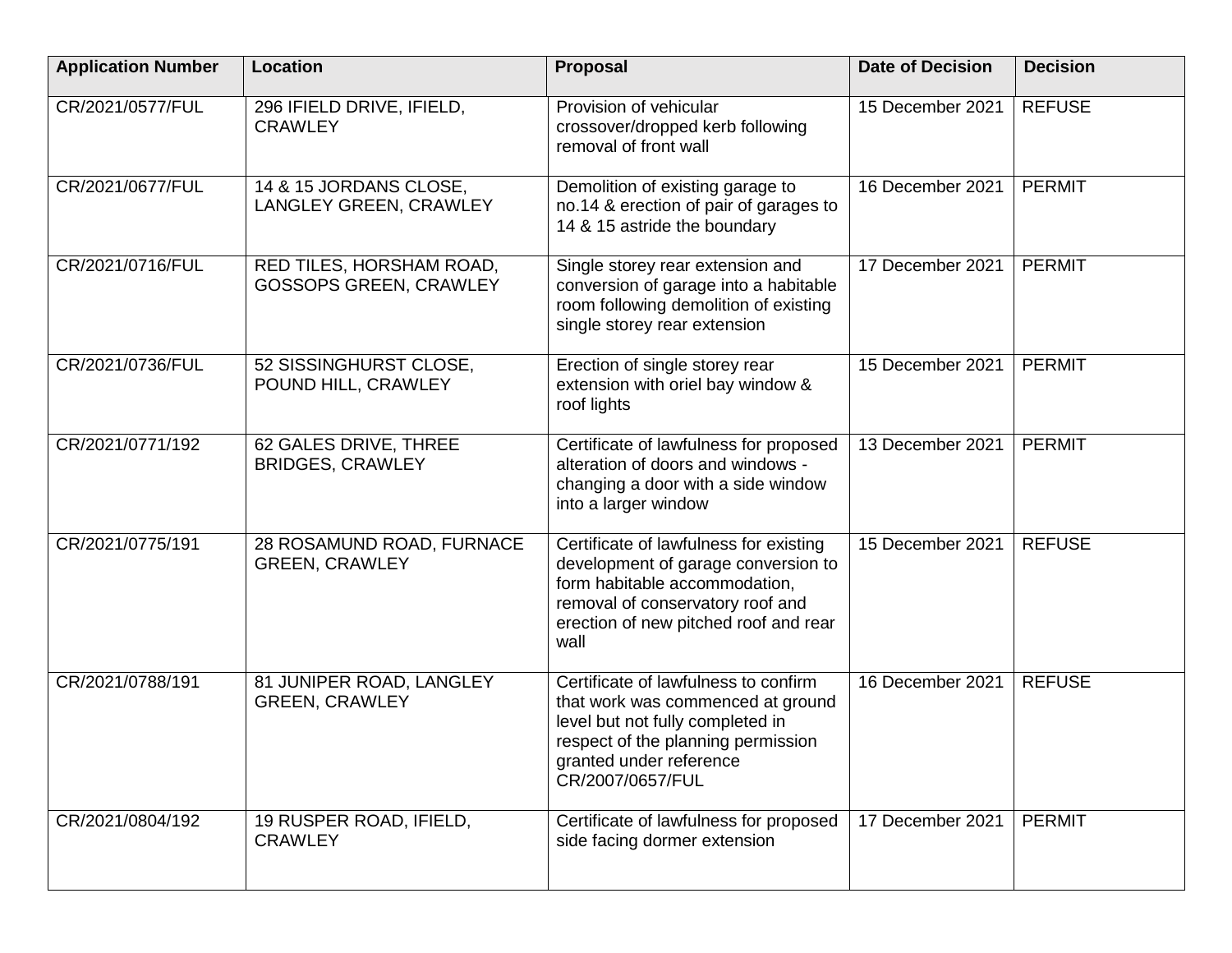| Application Number | Location | Proposal | Date of Decision | Decision |
|---|---|---|---|---|
| CR/2021/0577/FUL | 296 IFIELD DRIVE, IFIELD, CRAWLEY | Provision of vehicular crossover/dropped kerb following removal of front wall | 15 December 2021 | REFUSE |
| CR/2021/0677/FUL | 14 & 15 JORDANS CLOSE, LANGLEY GREEN, CRAWLEY | Demolition of existing garage to no.14 & erection of pair of garages to 14 & 15 astride the boundary | 16 December 2021 | PERMIT |
| CR/2021/0716/FUL | RED TILES, HORSHAM ROAD, GOSSOPS GREEN, CRAWLEY | Single storey rear extension and conversion of garage into a habitable room following demolition of existing single storey rear extension | 17 December 2021 | PERMIT |
| CR/2021/0736/FUL | 52 SISSINGHURST CLOSE, POUND HILL, CRAWLEY | Erection of single storey rear extension with oriel bay window & roof lights | 15 December 2021 | PERMIT |
| CR/2021/0771/192 | 62 GALES DRIVE, THREE BRIDGES, CRAWLEY | Certificate of lawfulness for proposed alteration of doors and windows - changing a door with a side window into a larger window | 13 December 2021 | PERMIT |
| CR/2021/0775/191 | 28 ROSAMUND ROAD, FURNACE GREEN, CRAWLEY | Certificate of lawfulness for existing development of garage conversion to form habitable accommodation, removal of conservatory roof and erection of new pitched roof and rear wall | 15 December 2021 | REFUSE |
| CR/2021/0788/191 | 81 JUNIPER ROAD, LANGLEY GREEN, CRAWLEY | Certificate of lawfulness to confirm that work was commenced at ground level but not fully completed in respect of the planning permission granted under reference CR/2007/0657/FUL | 16 December 2021 | REFUSE |
| CR/2021/0804/192 | 19 RUSPER ROAD, IFIELD, CRAWLEY | Certificate of lawfulness for proposed side facing dormer extension | 17 December 2021 | PERMIT |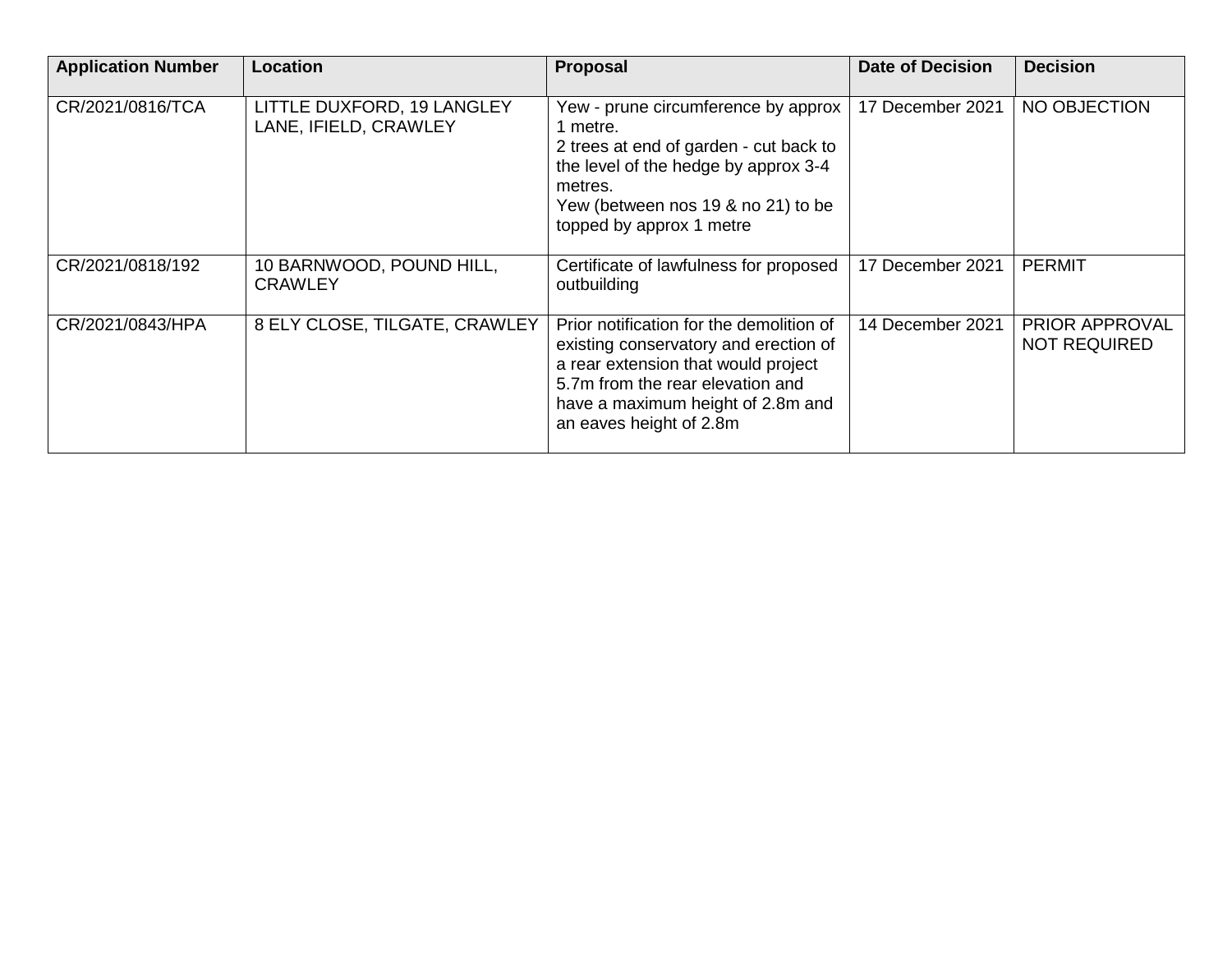| Application Number | Location | Proposal | Date of Decision | Decision |
|---|---|---|---|---|
| CR/2021/0816/TCA | LITTLE DUXFORD, 19 LANGLEY LANE, IFIELD, CRAWLEY | Yew - prune circumference by approx 1 metre.<br>2 trees at end of garden - cut back to the level of the hedge by approx 3-4 metres.<br>Yew (between nos 19 & no 21) to be topped by approx 1 metre | 17 December 2021 | NO OBJECTION |
| CR/2021/0818/192 | 10 BARNWOOD, POUND HILL, CRAWLEY | Certificate of lawfulness for proposed outbuilding | 17 December 2021 | PERMIT |
| CR/2021/0843/HPA | 8 ELY CLOSE, TILGATE, CRAWLEY | Prior notification for the demolition of existing conservatory and erection of a rear extension that would project 5.7m from the rear elevation and have a maximum height of 2.8m and an eaves height of 2.8m | 14 December 2021 | PRIOR APPROVAL NOT REQUIRED |